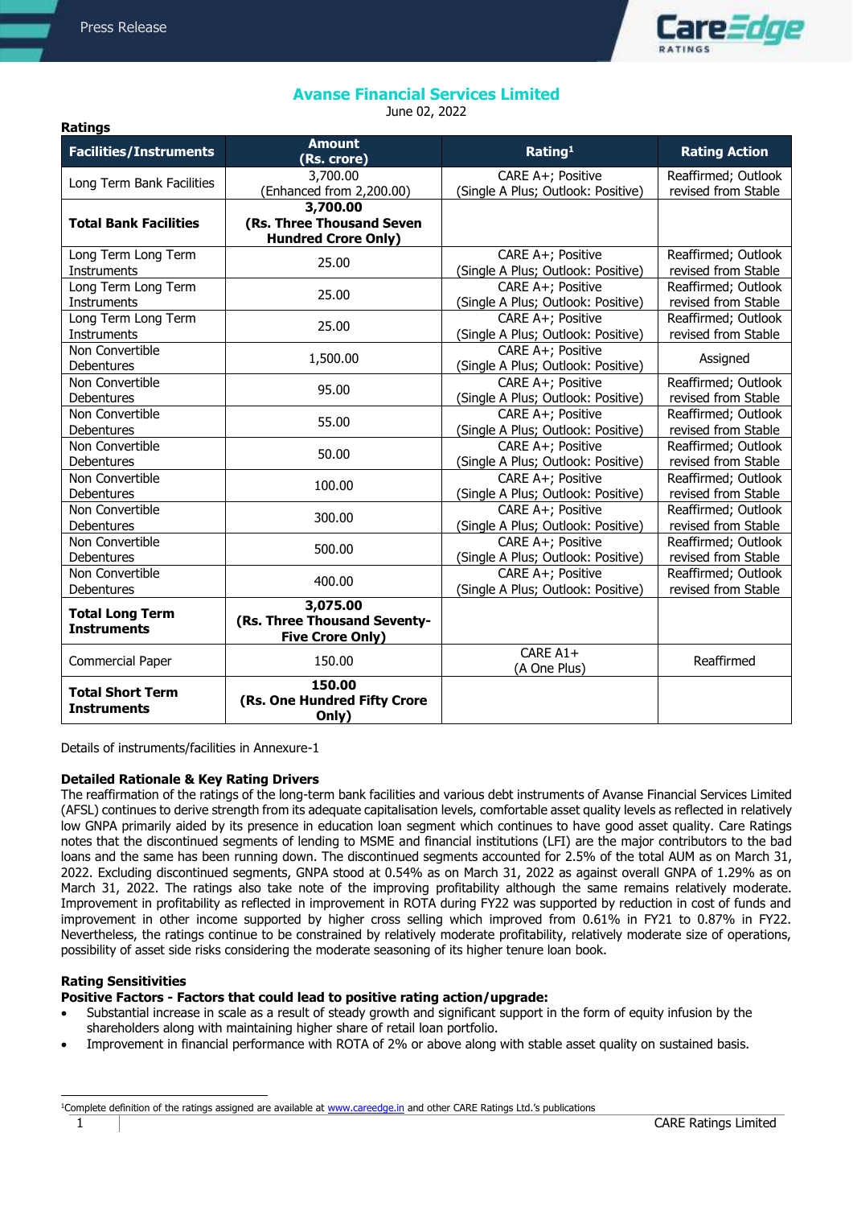# Avanse Financial Services Limited

June 02, 2022

**Ratings**

| Facilities/Instruments | Amount (Rs. crore) | Rating[1] | Rating Action |
|---|---|---|---|
| Long Term Bank Facilities | 3,700.00 (Enhanced from 2,200.00) | CARE A+; Positive (Single A Plus; Outlook: Positive) | Reaffirmed; Outlook revised from Stable |
| **Total Bank Facilities** | **3,700.00 (Rs. Three Thousand Seven Hundred Crore Only)** | | |
| Long Term Long Term Instruments | 25.00 | CARE A+; Positive (Single A Plus; Outlook: Positive) | Reaffirmed; Outlook revised from Stable |
| Long Term Long Term Instruments | 25.00 | CARE A+; Positive (Single A Plus; Outlook: Positive) | Reaffirmed; Outlook revised from Stable |
| Long Term Long Term Instruments | 25.00 | CARE A+; Positive (Single A Plus; Outlook: Positive) | Reaffirmed; Outlook revised from Stable |
| Non Convertible Debentures | 1,500.00 | CARE A+; Positive (Single A Plus; Outlook: Positive) | Assigned |
| Non Convertible Debentures | 95.00 | CARE A+; Positive (Single A Plus; Outlook: Positive) | Reaffirmed; Outlook revised from Stable |
| Non Convertible Debentures | 55.00 | CARE A+; Positive (Single A Plus; Outlook: Positive) | Reaffirmed; Outlook revised from Stable |
| Non Convertible Debentures | 50.00 | CARE A+; Positive (Single A Plus; Outlook: Positive) | Reaffirmed; Outlook revised from Stable |
| Non Convertible Debentures | 100.00 | CARE A+; Positive (Single A Plus; Outlook: Positive) | Reaffirmed; Outlook revised from Stable |
| Non Convertible Debentures | 300.00 | CARE A+; Positive (Single A Plus; Outlook: Positive) | Reaffirmed; Outlook revised from Stable |
| Non Convertible Debentures | 500.00 | CARE A+; Positive (Single A Plus; Outlook: Positive) | Reaffirmed; Outlook revised from Stable |
| Non Convertible Debentures | 400.00 | CARE A+; Positive (Single A Plus; Outlook: Positive) | Reaffirmed; Outlook revised from Stable |
| **Total Long Term Instruments** | **3,075.00 (Rs. Three Thousand Seventy-Five Crore Only)** | | |
| Commercial Paper | 150.00 | CARE A1+ (A One Plus) | Reaffirmed |
| **Total Short Term Instruments** | **150.00 (Rs. One Hundred Fifty Crore Only)** | | |

Details of instruments/facilities in Annexure-1

**Detailed Rationale & Key Rating Drivers**

The reaffirmation of the ratings of the long-term bank facilities and various debt instruments of Avanse Financial Services Limited (AFSL) continues to derive strength from its adequate capitalisation levels, comfortable asset quality levels as reflected in relatively low GNPA primarily aided by its presence in education loan segment which continues to have good asset quality. Care Ratings notes that the discontinued segments of lending to MSME and financial institutions (LFI) are the major contributors to the bad loans and the same has been running down. The discontinued segments accounted for 2.5% of the total AUM as on March 31, 2022. Excluding discontinued segments, GNPA stood at 0.54% as on March 31, 2022 as against overall GNPA of 1.29% as on March 31, 2022. The ratings also take note of the improving profitability although the same remains relatively moderate. Improvement in profitability as reflected in improvement in ROTA during FY22 was supported by reduction in cost of funds and improvement in other income supported by higher cross selling which improved from 0.61% in FY21 to 0.87% in FY22. Nevertheless, the ratings continue to be constrained by relatively moderate profitability, relatively moderate size of operations, possibility of asset side risks considering the moderate seasoning of its higher tenure loan book.

**Rating Sensitivities**

**Positive Factors - Factors that could lead to positive rating action/upgrade:**

- Substantial increase in scale as a result of steady growth and significant support in the form of equity infusion by the shareholders along with maintaining higher share of retail loan portfolio.
- Improvement in financial performance with ROTA of 2% or above along with stable asset quality on sustained basis.

[1]Complete definition of the ratings assigned are available at www.careedge.in and other CARE Ratings Ltd.'s publications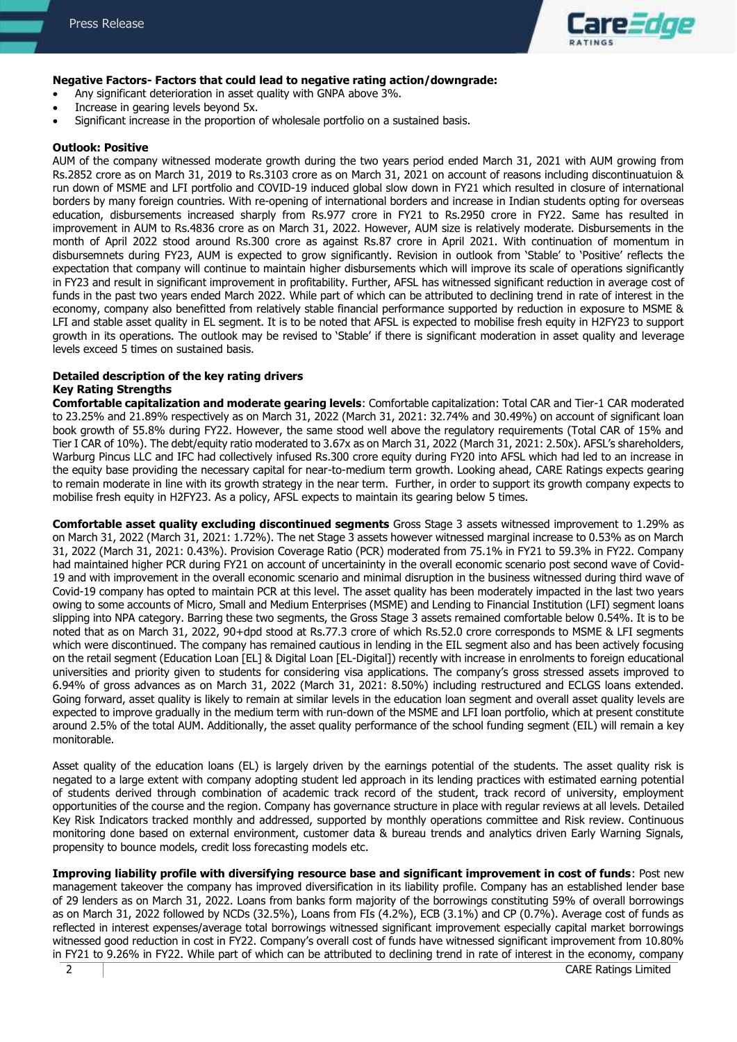**Negative Factors- Factors that could lead to negative rating action/downgrade:**

- Any significant deterioration in asset quality with GNPA above 3%.
- Increase in gearing levels beyond 5x.
- Significant increase in the proportion of wholesale portfolio on a sustained basis.

**Outlook: Positive**

AUM of the company witnessed moderate growth during the two years period ended March 31, 2021 with AUM growing from Rs.2852 crore as on March 31, 2019 to Rs.3103 crore as on March 31, 2021 on account of reasons including discontinuatuion & run down of MSME and LFI portfolio and COVID-19 induced global slow down in FY21 which resulted in closure of international borders by many foreign countries. With re-opening of international borders and increase in Indian students opting for overseas education, disbursements increased sharply from Rs.977 crore in FY21 to Rs.2950 crore in FY22. Same has resulted in improvement in AUM to Rs.4836 crore as on March 31, 2022. However, AUM size is relatively moderate. Disbursements in the month of April 2022 stood around Rs.300 crore as against Rs.87 crore in April 2021. With continuation of momentum in disbursemnets during FY23, AUM is expected to grow significantly. Revision in outlook from 'Stable' to 'Positive' reflects the expectation that company will continue to maintain higher disbursements which will improve its scale of operations significantly in FY23 and result in significant improvement in profitability. Further, AFSL has witnessed significant reduction in average cost of funds in the past two years ended March 2022. While part of which can be attributed to declining trend in rate of interest in the economy, company also benefitted from relatively stable financial performance supported by reduction in exposure to MSME & LFI and stable asset quality in EL segment. It is to be noted that AFSL is expected to mobilise fresh equity in H2FY23 to support growth in its operations. The outlook may be revised to 'Stable' if there is significant moderation in asset quality and leverage levels exceed 5 times on sustained basis.

**Detailed description of the key rating drivers**

**Key Rating Strengths**

**Comfortable capitalization and moderate gearing levels**: Comfortable capitalization: Total CAR and Tier-1 CAR moderated to 23.25% and 21.89% respectively as on March 31, 2022 (March 31, 2021: 32.74% and 30.49%) on account of significant loan book growth of 55.8% during FY22. However, the same stood well above the regulatory requirements (Total CAR of 15% and Tier I CAR of 10%). The debt/equity ratio moderated to 3.67x as on March 31, 2022 (March 31, 2021: 2.50x). AFSL's shareholders, Warburg Pincus LLC and IFC had collectively infused Rs.300 crore equity during FY20 into AFSL which had led to an increase in the equity base providing the necessary capital for near-to-medium term growth. Looking ahead, CARE Ratings expects gearing to remain moderate in line with its growth strategy in the near term. Further, in order to support its growth company expects to mobilise fresh equity in H2FY23. As a policy, AFSL expects to maintain its gearing below 5 times.

**Comfortable asset quality excluding discontinued segments** Gross Stage 3 assets witnessed improvement to 1.29% as on March 31, 2022 (March 31, 2021: 1.72%). The net Stage 3 assets however witnessed marginal increase to 0.53% as on March 31, 2022 (March 31, 2021: 0.43%). Provision Coverage Ratio (PCR) moderated from 75.1% in FY21 to 59.3% in FY22. Company had maintained higher PCR during FY21 on account of uncertaininty in the overall economic scenario post second wave of Covid-19 and with improvement in the overall economic scenario and minimal disruption in the business witnessed during third wave of Covid-19 company has opted to maintain PCR at this level. The asset quality has been moderately impacted in the last two years owing to some accounts of Micro, Small and Medium Enterprises (MSME) and Lending to Financial Institution (LFI) segment loans slipping into NPA category. Barring these two segments, the Gross Stage 3 assets remained comfortable below 0.54%. It is to be noted that as on March 31, 2022, 90+dpd stood at Rs.77.3 crore of which Rs.52.0 crore corresponds to MSME & LFI segments which were discontinued. The company has remained cautious in lending in the EIL segment also and has been actively focusing on the retail segment (Education Loan [EL] & Digital Loan [EL-Digital]) recently with increase in enrolments to foreign educational universities and priority given to students for considering visa applications. The company's gross stressed assets improved to 6.94% of gross advances as on March 31, 2022 (March 31, 2021: 8.50%) including restructured and ECLGS loans extended. Going forward, asset quality is likely to remain at similar levels in the education loan segment and overall asset quality levels are expected to improve gradually in the medium term with run-down of the MSME and LFI loan portfolio, which at present constitute around 2.5% of the total AUM. Additionally, the asset quality performance of the school funding segment (EIL) will remain a key monitorable.

Asset quality of the education loans (EL) is largely driven by the earnings potential of the students. The asset quality risk is negated to a large extent with company adopting student led approach in its lending practices with estimated earning potential of students derived through combination of academic track record of the student, track record of university, employment opportunities of the course and the region. Company has governance structure in place with regular reviews at all levels. Detailed Key Risk Indicators tracked monthly and addressed, supported by monthly operations committee and Risk review. Continuous monitoring done based on external environment, customer data & bureau trends and analytics driven Early Warning Signals, propensity to bounce models, credit loss forecasting models etc.

**Improving liability profile with diversifying resource base and significant improvement in cost of funds**: Post new management takeover the company has improved diversification in its liability profile. Company has an established lender base of 29 lenders as on March 31, 2022. Loans from banks form majority of the borrowings constituting 59% of overall borrowings as on March 31, 2022 followed by NCDs (32.5%), Loans from FIs (4.2%), ECB (3.1%) and CP (0.7%). Average cost of funds as reflected in interest expenses/average total borrowings witnessed significant improvement especially capital market borrowings witnessed good reduction in cost in FY22. Company's overall cost of funds have witnessed significant improvement from 10.80% in FY21 to 9.26% in FY22. While part of which can be attributed to declining trend in rate of interest in the economy, company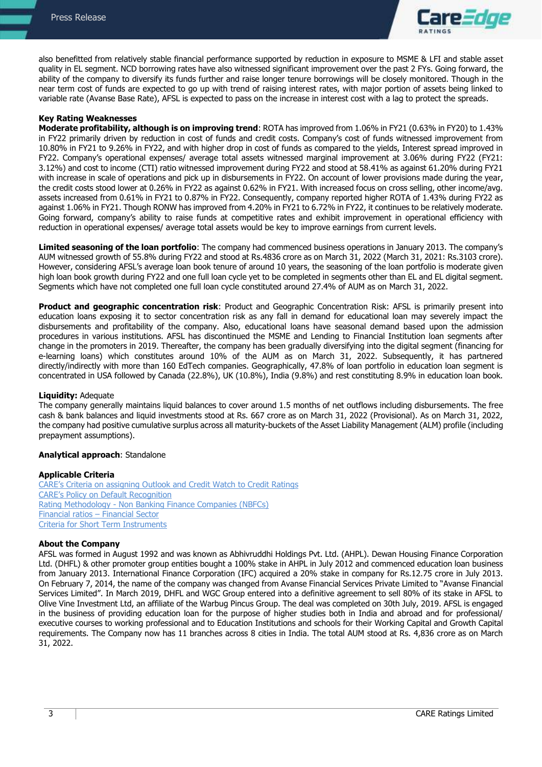also benefitted from relatively stable financial performance supported by reduction in exposure to MSME & LFI and stable asset quality in EL segment. NCD borrowing rates have also witnessed significant improvement over the past 2 FYs. Going forward, the ability of the company to diversify its funds further and raise longer tenure borrowings will be closely monitored. Though in the near term cost of funds are expected to go up with trend of raising interest rates, with major portion of assets being linked to variable rate (Avanse Base Rate), AFSL is expected to pass on the increase in interest cost with a lag to protect the spreads.

**Key Rating Weaknesses**

**Moderate profitability, although is on improving trend**: ROTA has improved from 1.06% in FY21 (0.63% in FY20) to 1.43% in FY22 primarily driven by reduction in cost of funds and credit costs. Company's cost of funds witnessed improvement from 10.80% in FY21 to 9.26% in FY22, and with higher drop in cost of funds as compared to the yields, Interest spread improved in FY22. Company's operational expenses/ average total assets witnessed marginal improvement at 3.06% during FY22 (FY21: 3.12%) and cost to income (CTI) ratio witnessed improvement during FY22 and stood at 58.41% as against 61.20% during FY21 with increase in scale of operations and pick up in disbursements in FY22. On account of lower provisions made during the year, the credit costs stood lower at 0.26% in FY22 as against 0.62% in FY21. With increased focus on cross selling, other income/avg. assets increased from 0.61% in FY21 to 0.87% in FY22. Consequently, company reported higher ROTA of 1.43% during FY22 as against 1.06% in FY21. Though RONW has improved from 4.20% in FY21 to 6.72% in FY22, it continues to be relatively moderate. Going forward, company's ability to raise funds at competitive rates and exhibit improvement in operational efficiency with reduction in operational expenses/ average total assets would be key to improve earnings from current levels.

**Limited seasoning of the loan portfolio**: The company had commenced business operations in January 2013. The company's AUM witnessed growth of 55.8% during FY22 and stood at Rs.4836 crore as on March 31, 2022 (March 31, 2021: Rs.3103 crore). However, considering AFSL's average loan book tenure of around 10 years, the seasoning of the loan portfolio is moderate given high loan book growth during FY22 and one full loan cycle yet to be completed in segments other than EL and EL digital segment. Segments which have not completed one full loan cycle constituted around 27.4% of AUM as on March 31, 2022.

**Product and geographic concentration risk**: Product and Geographic Concentration Risk: AFSL is primarily present into education loans exposing it to sector concentration risk as any fall in demand for educational loan may severely impact the disbursements and profitability of the company. Also, educational loans have seasonal demand based upon the admission procedures in various institutions. AFSL has discontinued the MSME and Lending to Financial Institution loan segments after change in the promoters in 2019. Thereafter, the company has been gradually diversifying into the digital segment (financing for e-learning loans) which constitutes around 10% of the AUM as on March 31, 2022. Subsequently, it has partnered directly/indirectly with more than 160 EdTech companies. Geographically, 47.8% of loan portfolio in education loan segment is concentrated in USA followed by Canada (22.8%), UK (10.8%), India (9.8%) and rest constituting 8.9% in education loan book.

**Liquidity:** Adequate

The company generally maintains liquid balances to cover around 1.5 months of net outflows including disbursements. The free cash & bank balances and liquid investments stood at Rs. 667 crore as on March 31, 2022 (Provisional). As on March 31, 2022, the company had positive cumulative surplus across all maturity-buckets of the Asset Liability Management (ALM) profile (including prepayment assumptions).

**Analytical approach**: Standalone

**Applicable Criteria**

CARE's Criteria on assigning Outlook and Credit Watch to Credit Ratings
CARE's Policy on Default Recognition
Rating Methodology - Non Banking Finance Companies (NBFCs)
Financial ratios – Financial Sector
Criteria for Short Term Instruments

**About the Company**

AFSL was formed in August 1992 and was known as Abhivruddhi Holdings Pvt. Ltd. (AHPL). Dewan Housing Finance Corporation Ltd. (DHFL) & other promoter group entities bought a 100% stake in AHPL in July 2012 and commenced education loan business from January 2013. International Finance Corporation (IFC) acquired a 20% stake in company for Rs.12.75 crore in July 2013. On February 7, 2014, the name of the company was changed from Avanse Financial Services Private Limited to "Avanse Financial Services Limited". In March 2019, DHFL and WGC Group entered into a definitive agreement to sell 80% of its stake in AFSL to Olive Vine Investment Ltd, an affiliate of the Warbug Pincus Group. The deal was completed on 30th July, 2019. AFSL is engaged in the business of providing education loan for the purpose of higher studies both in India and abroad and for professional/ executive courses to working professional and to Education Institutions and schools for their Working Capital and Growth Capital requirements. The Company now has 11 branches across 8 cities in India. The total AUM stood at Rs. 4,836 crore as on March 31, 2022.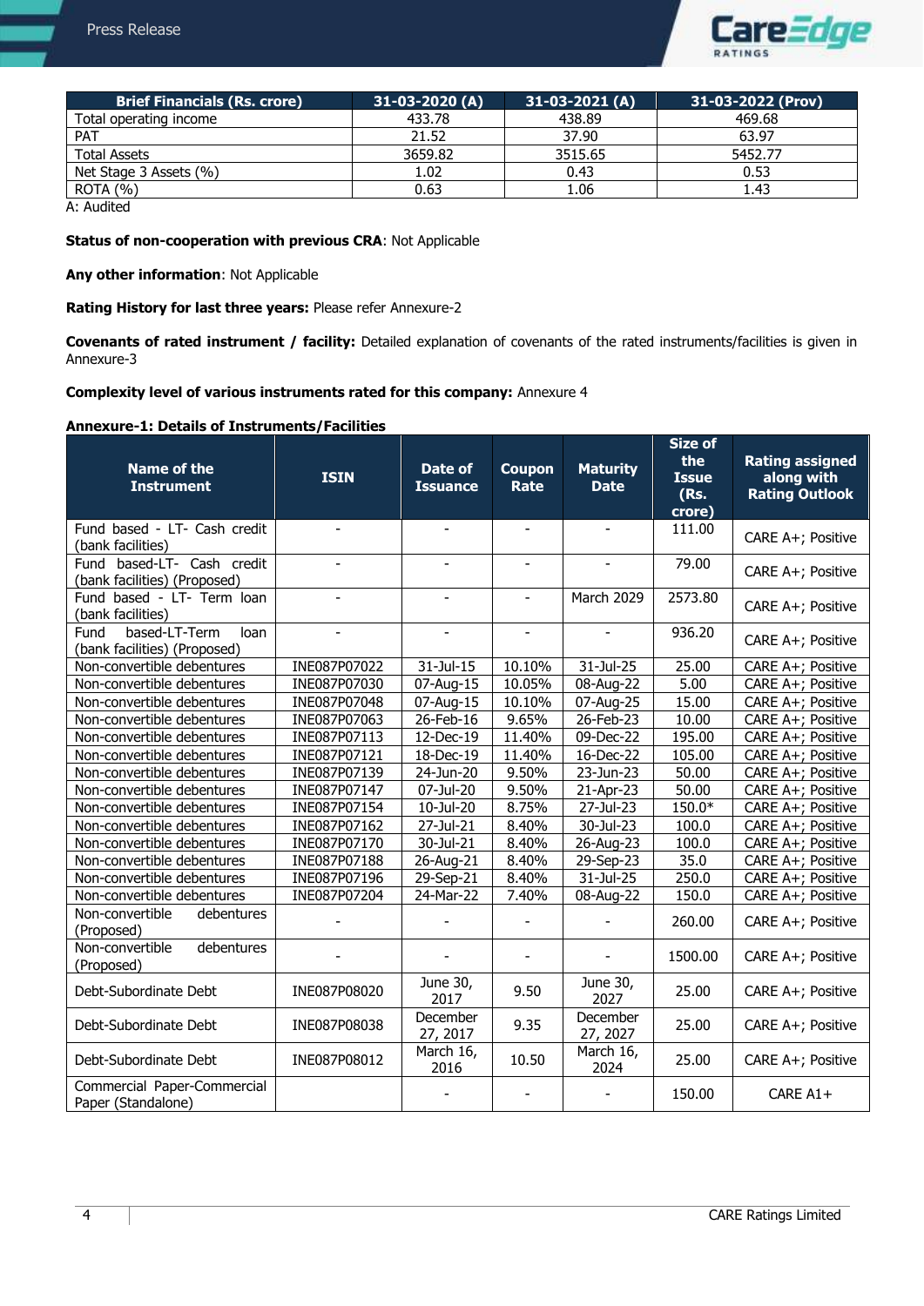| Brief Financials (Rs. crore) | 31-03-2020 (A) | 31-03-2021 (A) | 31-03-2022 (Prov) |
|---|---|---|---|
| Total operating income | 433.78 | 438.89 | 469.68 |
| PAT | 21.52 | 37.90 | 63.97 |
| Total Assets | 3659.82 | 3515.65 | 5452.77 |
| Net Stage 3 Assets (%) | 1.02 | 0.43 | 0.53 |
| ROTA (%) | 0.63 | 1.06 | 1.43 |

A: Audited

**Status of non-cooperation with previous CRA**: Not Applicable

**Any other information**: Not Applicable

**Rating History for last three years:** Please refer Annexure-2

**Covenants of rated instrument / facility:** Detailed explanation of covenants of the rated instruments/facilities is given in Annexure-3

**Complexity level of various instruments rated for this company:** Annexure 4

**Annexure-1: Details of Instruments/Facilities**

| Name of the Instrument | ISIN | Date of Issuance | Coupon Rate | Maturity Date | Size of the Issue (Rs. crore) | Rating assigned along with Rating Outlook |
|---|---|---|---|---|---|---|
| Fund based - LT- Cash credit (bank facilities) | - | - | - | - | 111.00 | CARE A+; Positive |
| Fund based-LT- Cash credit (bank facilities) (Proposed) | - | - | - | - | 79.00 | CARE A+; Positive |
| Fund based - LT- Term loan (bank facilities) | - | - | - | March 2029 | 2573.80 | CARE A+; Positive |
| Fund based-LT-Term loan (bank facilities) (Proposed) | - | - | - | - | 936.20 | CARE A+; Positive |
| Non-convertible debentures | INE087P07022 | 31-Jul-15 | 10.10% | 31-Jul-25 | 25.00 | CARE A+; Positive |
| Non-convertible debentures | INE087P07030 | 07-Aug-15 | 10.05% | 08-Aug-22 | 5.00 | CARE A+; Positive |
| Non-convertible debentures | INE087P07048 | 07-Aug-15 | 10.10% | 07-Aug-25 | 15.00 | CARE A+; Positive |
| Non-convertible debentures | INE087P07063 | 26-Feb-16 | 9.65% | 26-Feb-23 | 10.00 | CARE A+; Positive |
| Non-convertible debentures | INE087P07113 | 12-Dec-19 | 11.40% | 09-Dec-22 | 195.00 | CARE A+; Positive |
| Non-convertible debentures | INE087P07121 | 18-Dec-19 | 11.40% | 16-Dec-22 | 105.00 | CARE A+; Positive |
| Non-convertible debentures | INE087P07139 | 24-Jun-20 | 9.50% | 23-Jun-23 | 50.00 | CARE A+; Positive |
| Non-convertible debentures | INE087P07147 | 07-Jul-20 | 9.50% | 21-Apr-23 | 50.00 | CARE A+; Positive |
| Non-convertible debentures | INE087P07154 | 10-Jul-20 | 8.75% | 27-Jul-23 | 150.0* | CARE A+; Positive |
| Non-convertible debentures | INE087P07162 | 27-Jul-21 | 8.40% | 30-Jul-23 | 100.0 | CARE A+; Positive |
| Non-convertible debentures | INE087P07170 | 30-Jul-21 | 8.40% | 26-Aug-23 | 100.0 | CARE A+; Positive |
| Non-convertible debentures | INE087P07188 | 26-Aug-21 | 8.40% | 29-Sep-23 | 35.0 | CARE A+; Positive |
| Non-convertible debentures | INE087P07196 | 29-Sep-21 | 8.40% | 31-Jul-25 | 250.0 | CARE A+; Positive |
| Non-convertible debentures | INE087P07204 | 24-Mar-22 | 7.40% | 08-Aug-22 | 150.0 | CARE A+; Positive |
| Non-convertible debentures (Proposed) | - | - | - | - | 260.00 | CARE A+; Positive |
| Non-convertible debentures (Proposed) | - | - | - | - | 1500.00 | CARE A+; Positive |
| Debt-Subordinate Debt | INE087P08020 | June 30, 2017 | 9.50 | June 30, 2027 | 25.00 | CARE A+; Positive |
| Debt-Subordinate Debt | INE087P08038 | December 27, 2017 | 9.35 | December 27, 2027 | 25.00 | CARE A+; Positive |
| Debt-Subordinate Debt | INE087P08012 | March 16, 2016 | 10.50 | March 16, 2024 | 25.00 | CARE A+; Positive |
| Commercial Paper-Commercial Paper (Standalone) | | - | - | - | 150.00 | CARE A1+ |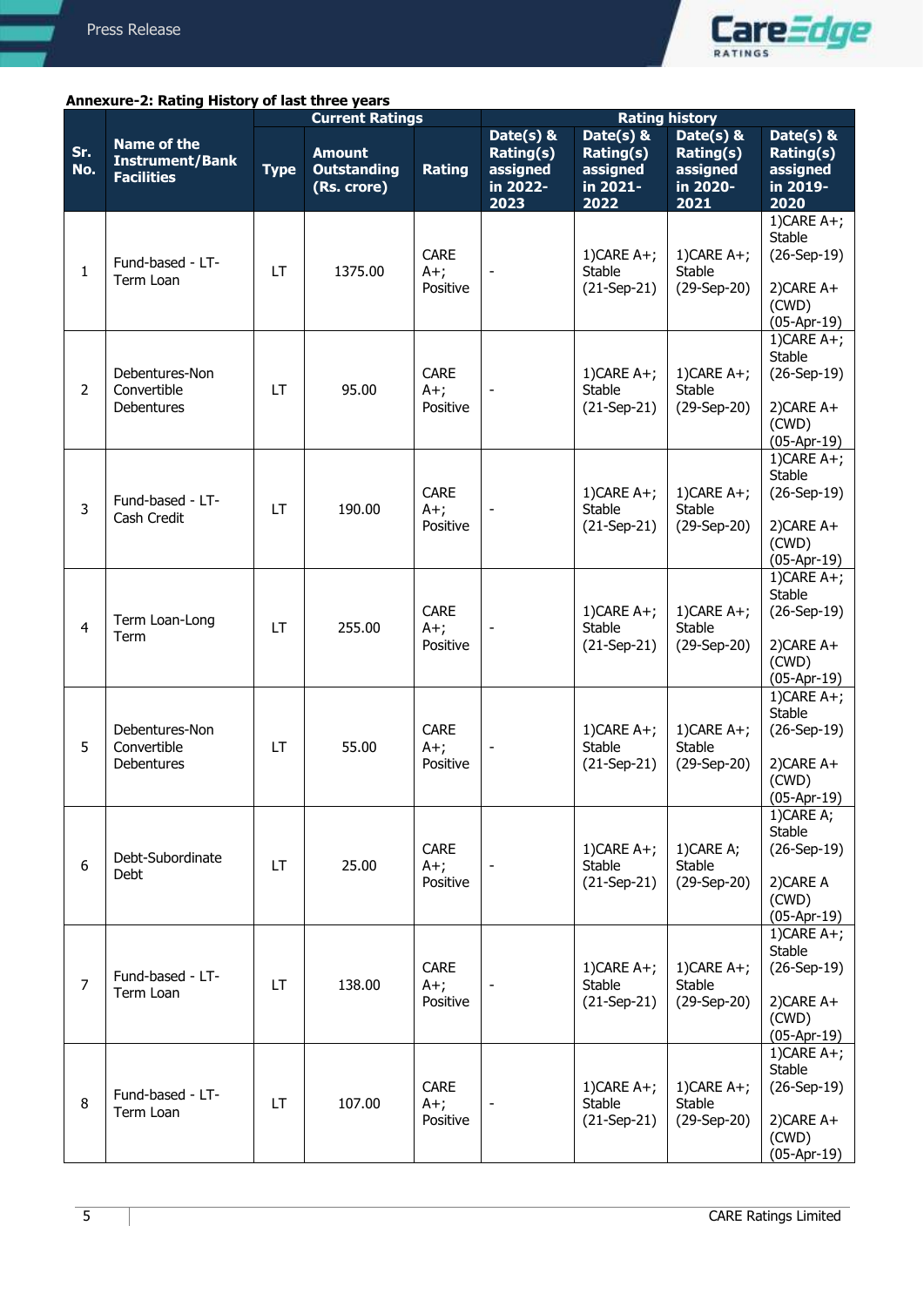**Annexure-2: Rating History of last three years**

| Sr. No. | Name of the Instrument/Bank Facilities | Current Ratings | | | Rating history | | | |
|---|---|---|---|---|---|---|---|---|
| | | Type | Amount Outstanding (Rs. crore) | Rating | Date(s) & Rating(s) assigned in 2022-2023 | Date(s) & Rating(s) assigned in 2021-2022 | Date(s) & Rating(s) assigned in 2020-2021 | Date(s) & Rating(s) assigned in 2019-2020 |
| 1 | Fund-based - LT-Term Loan | LT | 1375.00 | CARE A+; Positive | - | 1)CARE A+; Stable (21-Sep-21) | 1)CARE A+; Stable (29-Sep-20) | 1)CARE A+; Stable (26-Sep-19) 2)CARE A+ (CWD) (05-Apr-19) |
| 2 | Debentures-Non Convertible Debentures | LT | 95.00 | CARE A+; Positive | - | 1)CARE A+; Stable (21-Sep-21) | 1)CARE A+; Stable (29-Sep-20) | 1)CARE A+; Stable (26-Sep-19) 2)CARE A+ (CWD) (05-Apr-19) |
| 3 | Fund-based - LT-Cash Credit | LT | 190.00 | CARE A+; Positive | - | 1)CARE A+; Stable (21-Sep-21) | 1)CARE A+; Stable (29-Sep-20) | 1)CARE A+; Stable (26-Sep-19) 2)CARE A+ (CWD) (05-Apr-19) |
| 4 | Term Loan-Long Term | LT | 255.00 | CARE A+; Positive | - | 1)CARE A+; Stable (21-Sep-21) | 1)CARE A+; Stable (29-Sep-20) | 1)CARE A+; Stable (26-Sep-19) 2)CARE A+ (CWD) (05-Apr-19) |
| 5 | Debentures-Non Convertible Debentures | LT | 55.00 | CARE A+; Positive | - | 1)CARE A+; Stable (21-Sep-21) | 1)CARE A+; Stable (29-Sep-20) | 1)CARE A+; Stable (26-Sep-19) 2)CARE A+ (CWD) (05-Apr-19) |
| 6 | Debt-Subordinate Debt | LT | 25.00 | CARE A+; Positive | - | 1)CARE A+; Stable (21-Sep-21) | 1)CARE A; Stable (29-Sep-20) | 1)CARE A; Stable (26-Sep-19) 2)CARE A (CWD) (05-Apr-19) |
| 7 | Fund-based - LT-Term Loan | LT | 138.00 | CARE A+; Positive | - | 1)CARE A+; Stable (21-Sep-21) | 1)CARE A+; Stable (29-Sep-20) | 1)CARE A+; Stable (26-Sep-19) 2)CARE A+ (CWD) (05-Apr-19) |
| 8 | Fund-based - LT-Term Loan | LT | 107.00 | CARE A+; Positive | - | 1)CARE A+; Stable (21-Sep-21) | 1)CARE A+; Stable (29-Sep-20) | 1)CARE A+; Stable (26-Sep-19) 2)CARE A+ (CWD) (05-Apr-19) |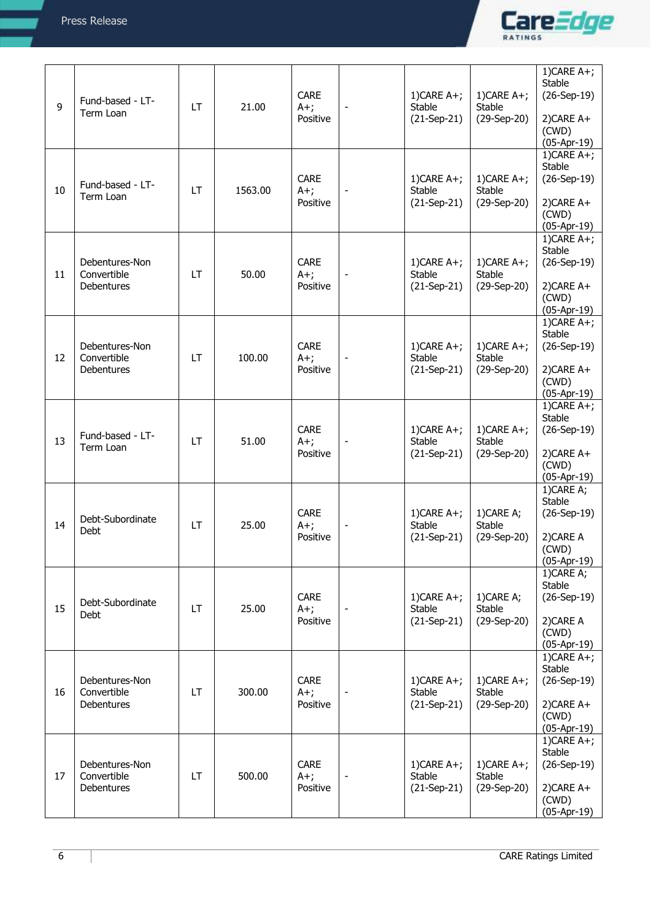| 9 | Fund-based - LT-Term Loan | LT | 21.00 | CARE A+; Positive | - | 1)CARE A+; Stable (21-Sep-21) | 1)CARE A+; Stable (29-Sep-20) | 1)CARE A+; Stable (26-Sep-19) 2)CARE A+ (CWD) (05-Apr-19) |
|---|---|---|---|---|---|---|---|---|
| 10 | Fund-based - LT-Term Loan | LT | 1563.00 | CARE A+; Positive | - | 1)CARE A+; Stable (21-Sep-21) | 1)CARE A+; Stable (29-Sep-20) | 1)CARE A+; Stable (26-Sep-19) 2)CARE A+ (CWD) (05-Apr-19) |
| 11 | Debentures-Non Convertible Debentures | LT | 50.00 | CARE A+; Positive | - | 1)CARE A+; Stable (21-Sep-21) | 1)CARE A+; Stable (29-Sep-20) | 1)CARE A+; Stable (26-Sep-19) 2)CARE A+ (CWD) (05-Apr-19) |
| 12 | Debentures-Non Convertible Debentures | LT | 100.00 | CARE A+; Positive | - | 1)CARE A+; Stable (21-Sep-21) | 1)CARE A+; Stable (29-Sep-20) | 1)CARE A+; Stable (26-Sep-19) 2)CARE A+ (CWD) (05-Apr-19) |
| 13 | Fund-based - LT-Term Loan | LT | 51.00 | CARE A+; Positive | - | 1)CARE A+; Stable (21-Sep-21) | 1)CARE A+; Stable (29-Sep-20) | 1)CARE A+; Stable (26-Sep-19) 2)CARE A+ (CWD) (05-Apr-19) |
| 14 | Debt-Subordinate Debt | LT | 25.00 | CARE A+; Positive | - | 1)CARE A+; Stable (21-Sep-21) | 1)CARE A; Stable (29-Sep-20) | 1)CARE A; Stable (26-Sep-19) 2)CARE A (CWD) (05-Apr-19) |
| 15 | Debt-Subordinate Debt | LT | 25.00 | CARE A+; Positive | - | 1)CARE A+; Stable (21-Sep-21) | 1)CARE A; Stable (29-Sep-20) | 1)CARE A; Stable (26-Sep-19) 2)CARE A (CWD) (05-Apr-19) |
| 16 | Debentures-Non Convertible Debentures | LT | 300.00 | CARE A+; Positive | - | 1)CARE A+; Stable (21-Sep-21) | 1)CARE A+; Stable (29-Sep-20) | 1)CARE A+; Stable (26-Sep-19) 2)CARE A+ (CWD) (05-Apr-19) |
| 17 | Debentures-Non Convertible Debentures | LT | 500.00 | CARE A+; Positive | - | 1)CARE A+; Stable (21-Sep-21) | 1)CARE A+; Stable (29-Sep-20) | 1)CARE A+; Stable (26-Sep-19) 2)CARE A+ (CWD) (05-Apr-19) |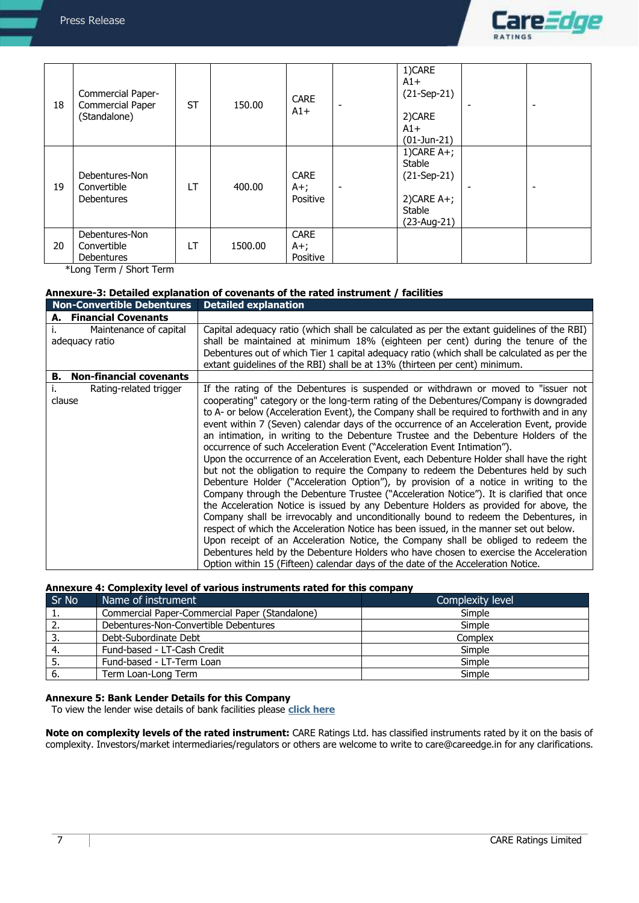| 18 | Commercial Paper-Commercial Paper (Standalone) | ST | 150.00 | CARE A1+ | - | 1)CARE A1+ (21-Sep-21)<br><br>2)CARE A1+ (01-Jun-21) | - | - |
|---|---|---|---|---|---|---|---|---|
| 19 | Debentures-Non Convertible Debentures | LT | 400.00 | CARE A+; Positive | - | 1)CARE A+; Stable (21-Sep-21)<br><br>2)CARE A+; Stable (23-Aug-21) | - | - |
| 20 | Debentures-Non Convertible Debentures | LT | 1500.00 | CARE A+; Positive | | | | |

*Long Term / Short Term

**Annexure-3: Detailed explanation of covenants of the rated instrument / facilities**

| Non-Convertible Debentures | Detailed explanation |
|---|---|
| **A. Financial Covenants** | |
| i. Maintenance of capital adequacy ratio | Capital adequacy ratio (which shall be calculated as per the extant guidelines of the RBI) shall be maintained at minimum 18% (eighteen per cent) during the tenure of the Debentures out of which Tier 1 capital adequacy ratio (which shall be calculated as per the extant guidelines of the RBI) shall be at 13% (thirteen per cent) minimum. |
| **B. Non-financial covenants** | |
| i. Rating-related trigger clause | If the rating of the Debentures is suspended or withdrawn or moved to "issuer not cooperating" category or the long-term rating of the Debentures/Company is downgraded to A- or below (Acceleration Event), the Company shall be required to forthwith and in any event within 7 (Seven) calendar days of the occurrence of an Acceleration Event, provide an intimation, in writing to the Debenture Trustee and the Debenture Holders of the occurrence of such Acceleration Event ("Acceleration Event Intimation"). Upon the occurrence of an Acceleration Event, each Debenture Holder shall have the right but not the obligation to require the Company to redeem the Debentures held by such Debenture Holder ("Acceleration Option"), by provision of a notice in writing to the Company through the Debenture Trustee ("Acceleration Notice"). It is clarified that once the Acceleration Notice is issued by any Debenture Holders as provided for above, the Company shall be irrevocably and unconditionally bound to redeem the Debentures, in respect of which the Acceleration Notice has been issued, in the manner set out below. Upon receipt of an Acceleration Notice, the Company shall be obliged to redeem the Debentures held by the Debenture Holders who have chosen to exercise the Acceleration Option within 15 (Fifteen) calendar days of the date of the Acceleration Notice. |

**Annexure 4: Complexity level of various instruments rated for this company**

| Sr No | Name of instrument | Complexity level |
|---|---|---|
| 1. | Commercial Paper-Commercial Paper (Standalone) | Simple |
| 2. | Debentures-Non-Convertible Debentures | Simple |
| 3. | Debt-Subordinate Debt | Complex |
| 4. | Fund-based - LT-Cash Credit | Simple |
| 5. | Fund-based - LT-Term Loan | Simple |
| 6. | Term Loan-Long Term | Simple |

**Annexure 5: Bank Lender Details for this Company**

To view the lender wise details of bank facilities please **click here**

**Note on complexity levels of the rated instrument:** CARE Ratings Ltd. has classified instruments rated by it on the basis of complexity. Investors/market intermediaries/regulators or others are welcome to write to care@careedge.in for any clarifications.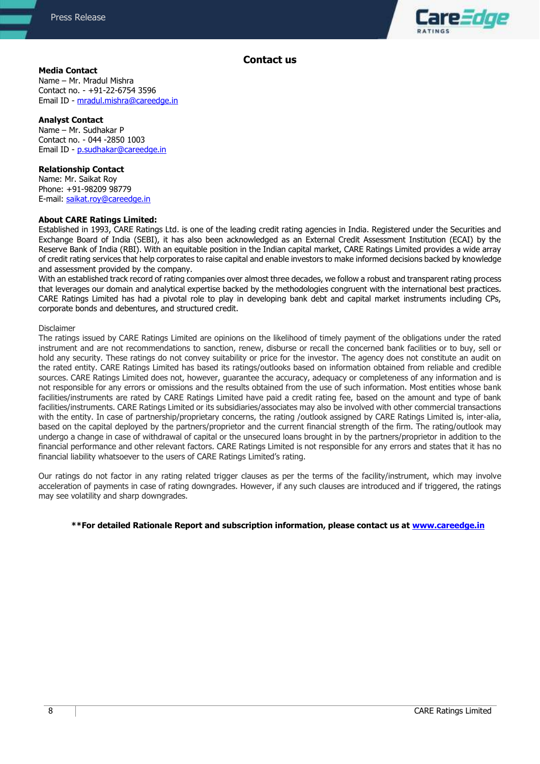## Contact us

**Media Contact**
Name – Mr. Mradul Mishra
Contact no. - +91-22-6754 3596
Email ID - mradul.mishra@careedge.in

**Analyst Contact**
Name – Mr. Sudhakar P
Contact no. - 044 -2850 1003
Email ID - p.sudhakar@careedge.in

**Relationship Contact**
Name: Mr. Saikat Roy
Phone: +91-98209 98779
E-mail: saikat.roy@careedge.in

**About CARE Ratings Limited:**
Established in 1993, CARE Ratings Ltd. is one of the leading credit rating agencies in India. Registered under the Securities and Exchange Board of India (SEBI), it has also been acknowledged as an External Credit Assessment Institution (ECAI) by the Reserve Bank of India (RBI). With an equitable position in the Indian capital market, CARE Ratings Limited provides a wide array of credit rating services that help corporates to raise capital and enable investors to make informed decisions backed by knowledge and assessment provided by the company.
With an established track record of rating companies over almost three decades, we follow a robust and transparent rating process that leverages our domain and analytical expertise backed by the methodologies congruent with the international best practices. CARE Ratings Limited has had a pivotal role to play in developing bank debt and capital market instruments including CPs, corporate bonds and debentures, and structured credit.

Disclaimer
The ratings issued by CARE Ratings Limited are opinions on the likelihood of timely payment of the obligations under the rated instrument and are not recommendations to sanction, renew, disburse or recall the concerned bank facilities or to buy, sell or hold any security. These ratings do not convey suitability or price for the investor. The agency does not constitute an audit on the rated entity. CARE Ratings Limited has based its ratings/outlooks based on information obtained from reliable and credible sources. CARE Ratings Limited does not, however, guarantee the accuracy, adequacy or completeness of any information and is not responsible for any errors or omissions and the results obtained from the use of such information. Most entities whose bank facilities/instruments are rated by CARE Ratings Limited have paid a credit rating fee, based on the amount and type of bank facilities/instruments. CARE Ratings Limited or its subsidiaries/associates may also be involved with other commercial transactions with the entity. In case of partnership/proprietary concerns, the rating /outlook assigned by CARE Ratings Limited is, inter-alia, based on the capital deployed by the partners/proprietor and the current financial strength of the firm. The rating/outlook may undergo a change in case of withdrawal of capital or the unsecured loans brought in by the partners/proprietor in addition to the financial performance and other relevant factors. CARE Ratings Limited is not responsible for any errors and states that it has no financial liability whatsoever to the users of CARE Ratings Limited's rating.

Our ratings do not factor in any rating related trigger clauses as per the terms of the facility/instrument, which may involve acceleration of payments in case of rating downgrades. However, if any such clauses are introduced and if triggered, the ratings may see volatility and sharp downgrades.

**\*\*For detailed Rationale Report and subscription information, please contact us at www.careedge.in**